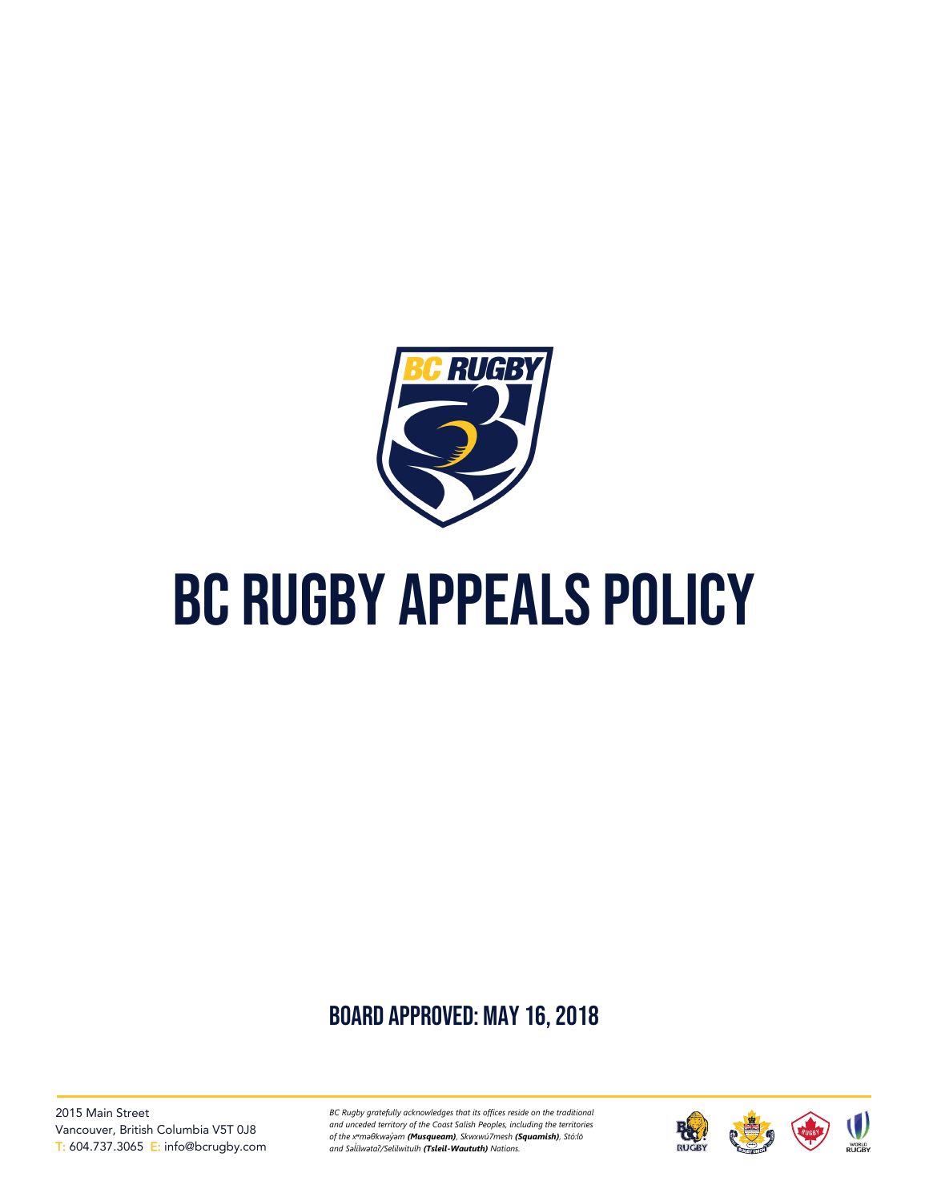# BC RUGBY APPEALS POLICY

## BOARD APPROVED: MAY 16, 2018

2015 Main Street
Vancouver, British Columbia V5T 0J8
T: 604.737.3065 E: info@bcrugby.com

*BC Rugby gratefully acknowledges that its offices reside on the traditional and unceded territory of the Coast Salish Peoples, including the territories of the xʷməθkʷəy̓əm **(Musqueam)**, Skwxwú7mesh **(Squamish)**, Stó:lō and Səl̓ílwətaʔ/Selilwitulh **(Tsleil-Waututh)** Nations.*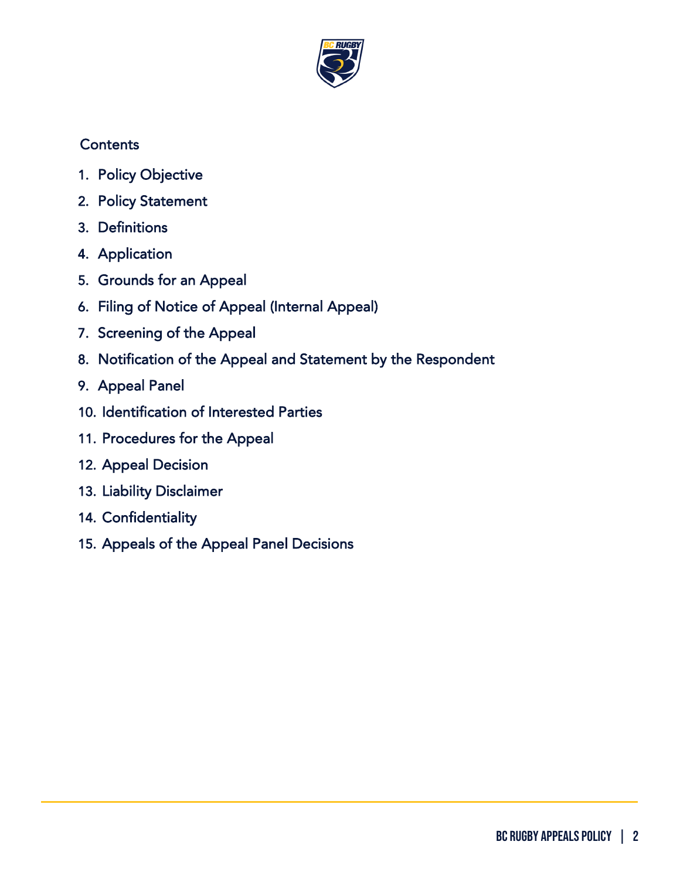## Contents

1. Policy Objective
2. Policy Statement
3. Definitions
4. Application
5. Grounds for an Appeal
6. Filing of Notice of Appeal (Internal Appeal)
7. Screening of the Appeal
8. Notification of the Appeal and Statement by the Respondent
9. Appeal Panel
10. Identification of Interested Parties
11. Procedures for the Appeal
12. Appeal Decision
13. Liability Disclaimer
14. Confidentiality
15. Appeals of the Appeal Panel Decisions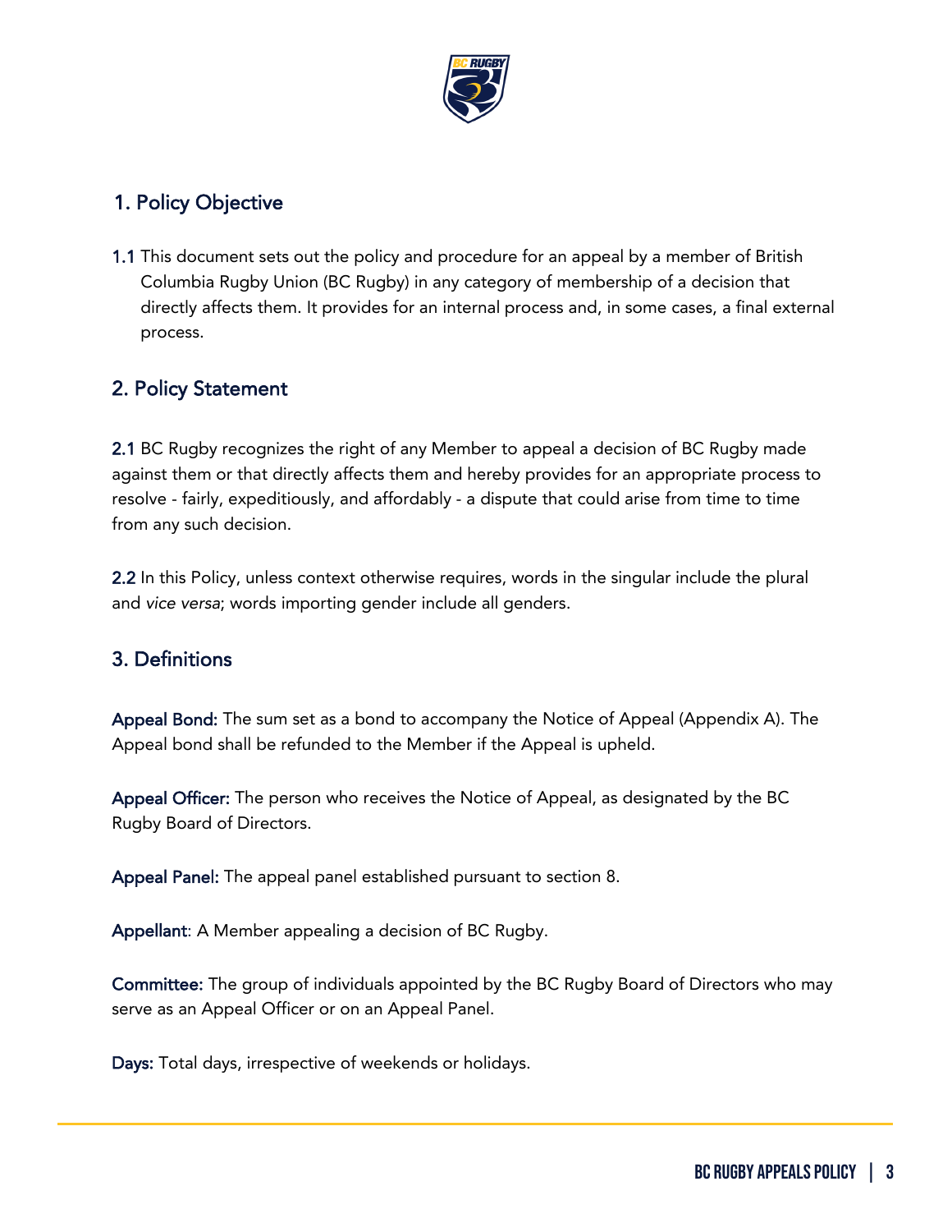## 1. Policy Objective

**1.1** This document sets out the policy and procedure for an appeal by a member of British Columbia Rugby Union (BC Rugby) in any category of membership of a decision that directly affects them. It provides for an internal process and, in some cases, a final external process.

## 2. Policy Statement

**2.1** BC Rugby recognizes the right of any Member to appeal a decision of BC Rugby made against them or that directly affects them and hereby provides for an appropriate process to resolve - fairly, expeditiously, and affordably - a dispute that could arise from time to time from any such decision.

**2.2** In this Policy, unless context otherwise requires, words in the singular include the plural and *vice versa*; words importing gender include all genders.

## 3. Definitions

**Appeal Bond:** The sum set as a bond to accompany the Notice of Appeal (Appendix A). The Appeal bond shall be refunded to the Member if the Appeal is upheld.

**Appeal Officer:** The person who receives the Notice of Appeal, as designated by the BC Rugby Board of Directors.

**Appeal Panel:** The appeal panel established pursuant to section 8.

**Appellant**: A Member appealing a decision of BC Rugby.

**Committee:** The group of individuals appointed by the BC Rugby Board of Directors who may serve as an Appeal Officer or on an Appeal Panel.

**Days:** Total days, irrespective of weekends or holidays.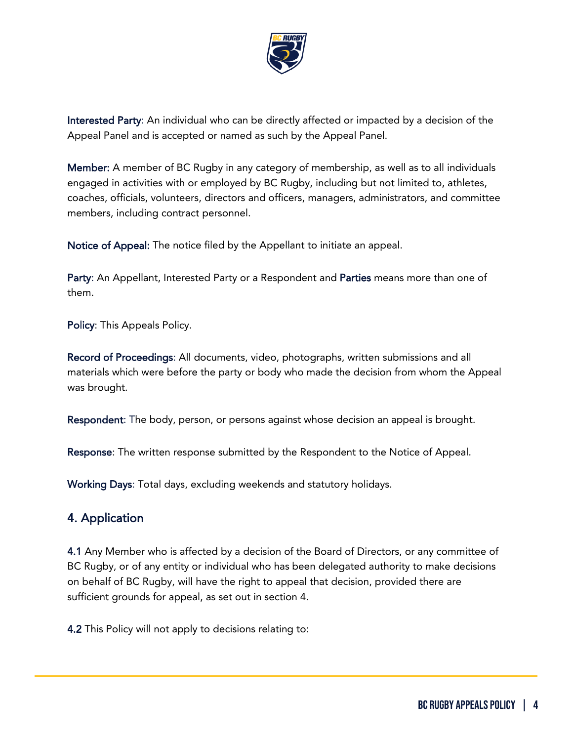**Interested Party**: An individual who can be directly affected or impacted by a decision of the Appeal Panel and is accepted or named as such by the Appeal Panel.

**Member:** A member of BC Rugby in any category of membership, as well as to all individuals engaged in activities with or employed by BC Rugby, including but not limited to, athletes, coaches, officials, volunteers, directors and officers, managers, administrators, and committee members, including contract personnel.

**Notice of Appeal:** The notice filed by the Appellant to initiate an appeal.

**Party**: An Appellant, Interested Party or a Respondent and **Parties** means more than one of them.

**Policy**: This Appeals Policy.

**Record of Proceedings**: All documents, video, photographs, written submissions and all materials which were before the party or body who made the decision from whom the Appeal was brought.

**Respondent**: The body, person, or persons against whose decision an appeal is brought.

**Response**: The written response submitted by the Respondent to the Notice of Appeal.

**Working Days**: Total days, excluding weekends and statutory holidays.

## 4. Application

**4.1** Any Member who is affected by a decision of the Board of Directors, or any committee of BC Rugby, or of any entity or individual who has been delegated authority to make decisions on behalf of BC Rugby, will have the right to appeal that decision, provided there are sufficient grounds for appeal, as set out in section 4.

**4.2** This Policy will not apply to decisions relating to: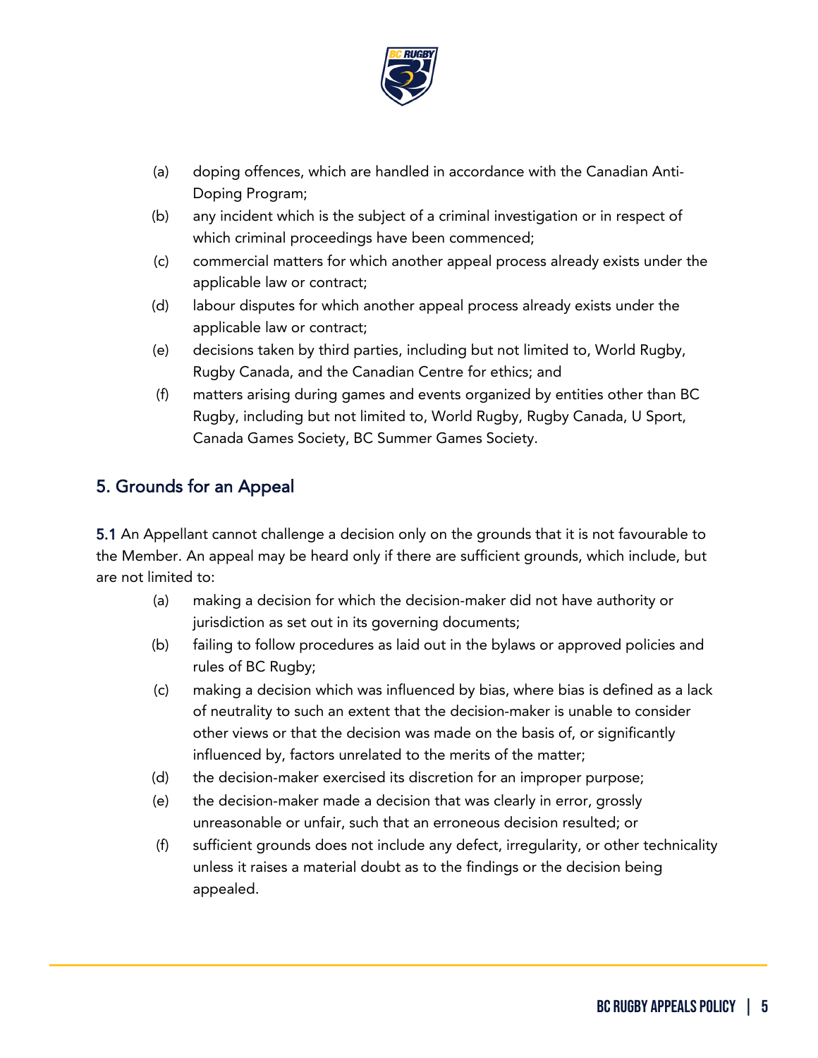(a) doping offences, which are handled in accordance with the Canadian Anti-Doping Program;

(b) any incident which is the subject of a criminal investigation or in respect of which criminal proceedings have been commenced;

(c) commercial matters for which another appeal process already exists under the applicable law or contract;

(d) labour disputes for which another appeal process already exists under the applicable law or contract;

(e) decisions taken by third parties, including but not limited to, World Rugby, Rugby Canada, and the Canadian Centre for ethics; and

(f) matters arising during games and events organized by entities other than BC Rugby, including but not limited to, World Rugby, Rugby Canada, U Sport, Canada Games Society, BC Summer Games Society.

## 5. Grounds for an Appeal

**5.1** An Appellant cannot challenge a decision only on the grounds that it is not favourable to the Member. An appeal may be heard only if there are sufficient grounds, which include, but are not limited to:

(a) making a decision for which the decision-maker did not have authority or jurisdiction as set out in its governing documents;

(b) failing to follow procedures as laid out in the bylaws or approved policies and rules of BC Rugby;

(c) making a decision which was influenced by bias, where bias is defined as a lack of neutrality to such an extent that the decision-maker is unable to consider other views or that the decision was made on the basis of, or significantly influenced by, factors unrelated to the merits of the matter;

(d) the decision-maker exercised its discretion for an improper purpose;

(e) the decision-maker made a decision that was clearly in error, grossly unreasonable or unfair, such that an erroneous decision resulted; or

(f) sufficient grounds does not include any defect, irregularity, or other technicality unless it raises a material doubt as to the findings or the decision being appealed.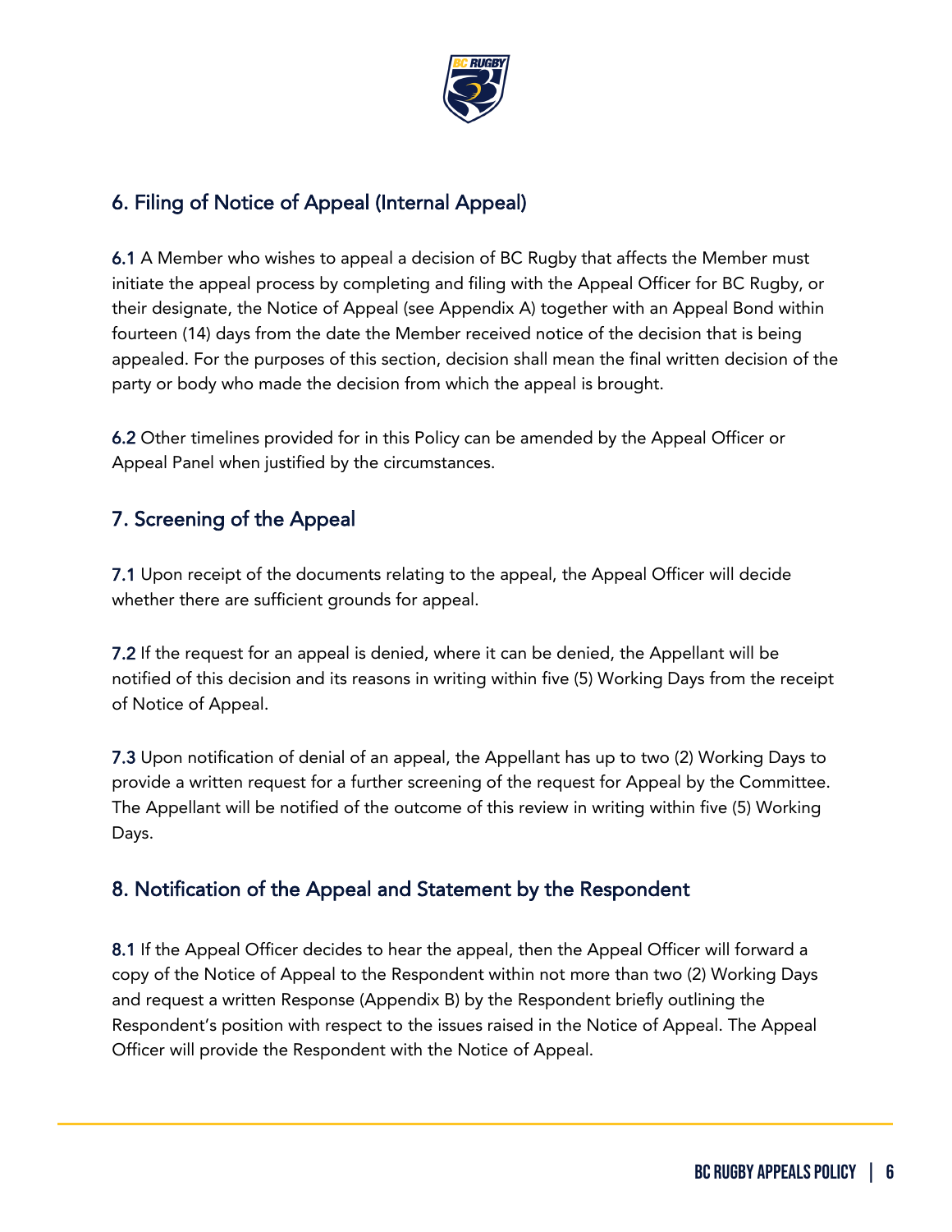## 6. Filing of Notice of Appeal (Internal Appeal)

**6.1** A Member who wishes to appeal a decision of BC Rugby that affects the Member must initiate the appeal process by completing and filing with the Appeal Officer for BC Rugby, or their designate, the Notice of Appeal (see Appendix A) together with an Appeal Bond within fourteen (14) days from the date the Member received notice of the decision that is being appealed. For the purposes of this section, decision shall mean the final written decision of the party or body who made the decision from which the appeal is brought.

**6.2** Other timelines provided for in this Policy can be amended by the Appeal Officer or Appeal Panel when justified by the circumstances.

## 7. Screening of the Appeal

**7.1** Upon receipt of the documents relating to the appeal, the Appeal Officer will decide whether there are sufficient grounds for appeal.

**7.2** If the request for an appeal is denied, where it can be denied, the Appellant will be notified of this decision and its reasons in writing within five (5) Working Days from the receipt of Notice of Appeal.

**7.3** Upon notification of denial of an appeal, the Appellant has up to two (2) Working Days to provide a written request for a further screening of the request for Appeal by the Committee. The Appellant will be notified of the outcome of this review in writing within five (5) Working Days.

## 8. Notification of the Appeal and Statement by the Respondent

**8.1** If the Appeal Officer decides to hear the appeal, then the Appeal Officer will forward a copy of the Notice of Appeal to the Respondent within not more than two (2) Working Days and request a written Response (Appendix B) by the Respondent briefly outlining the Respondent's position with respect to the issues raised in the Notice of Appeal. The Appeal Officer will provide the Respondent with the Notice of Appeal.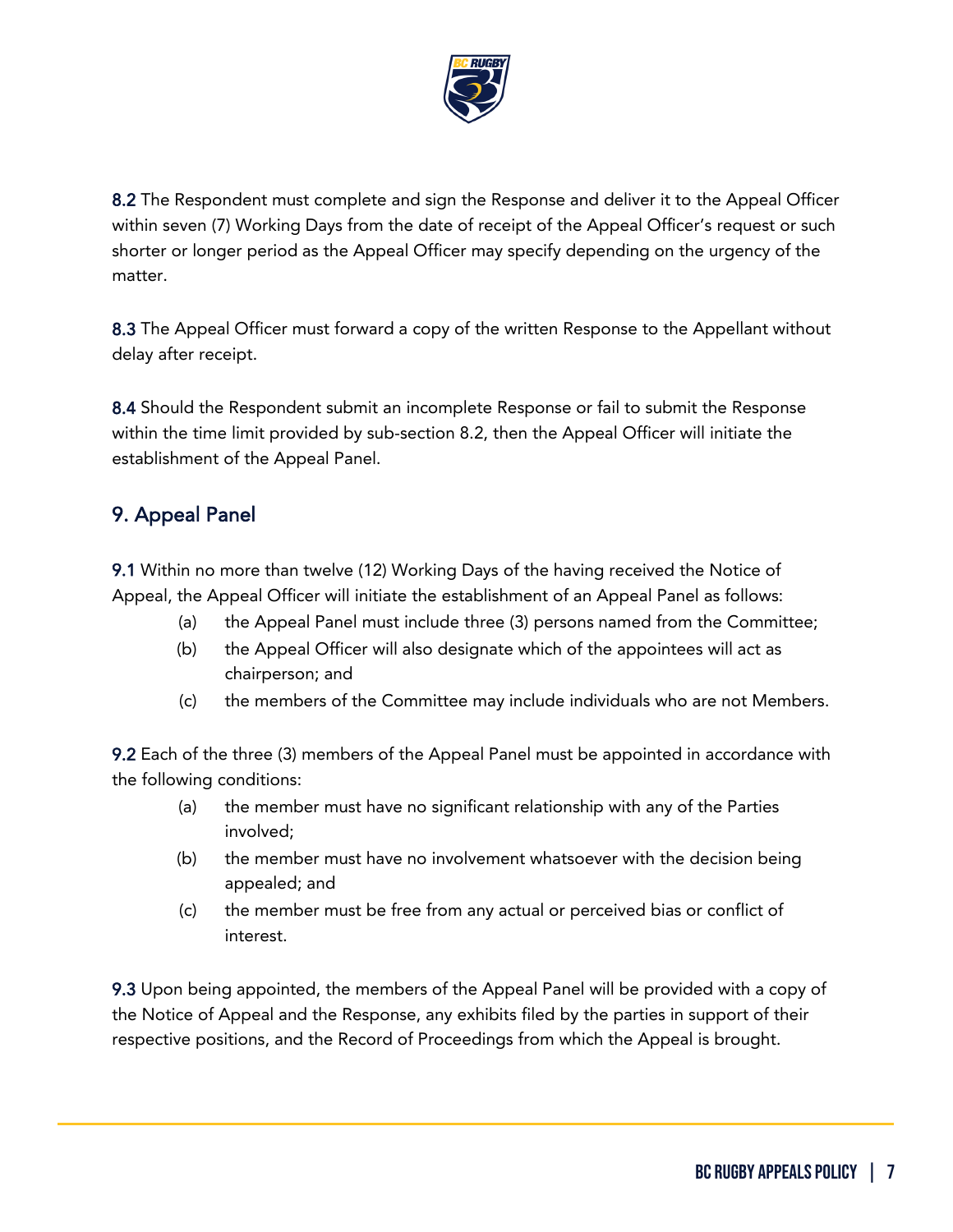**8.2** The Respondent must complete and sign the Response and deliver it to the Appeal Officer within seven (7) Working Days from the date of receipt of the Appeal Officer's request or such shorter or longer period as the Appeal Officer may specify depending on the urgency of the matter.

**8.3** The Appeal Officer must forward a copy of the written Response to the Appellant without delay after receipt.

**8.4** Should the Respondent submit an incomplete Response or fail to submit the Response within the time limit provided by sub-section 8.2, then the Appeal Officer will initiate the establishment of the Appeal Panel.

## 9. Appeal Panel

**9.1** Within no more than twelve (12) Working Days of the having received the Notice of Appeal, the Appeal Officer will initiate the establishment of an Appeal Panel as follows:

- (a) the Appeal Panel must include three (3) persons named from the Committee;
- (b) the Appeal Officer will also designate which of the appointees will act as chairperson; and
- (c) the members of the Committee may include individuals who are not Members.

**9.2** Each of the three (3) members of the Appeal Panel must be appointed in accordance with the following conditions:

- (a) the member must have no significant relationship with any of the Parties involved;
- (b) the member must have no involvement whatsoever with the decision being appealed; and
- (c) the member must be free from any actual or perceived bias or conflict of interest.

**9.3** Upon being appointed, the members of the Appeal Panel will be provided with a copy of the Notice of Appeal and the Response, any exhibits filed by the parties in support of their respective positions, and the Record of Proceedings from which the Appeal is brought.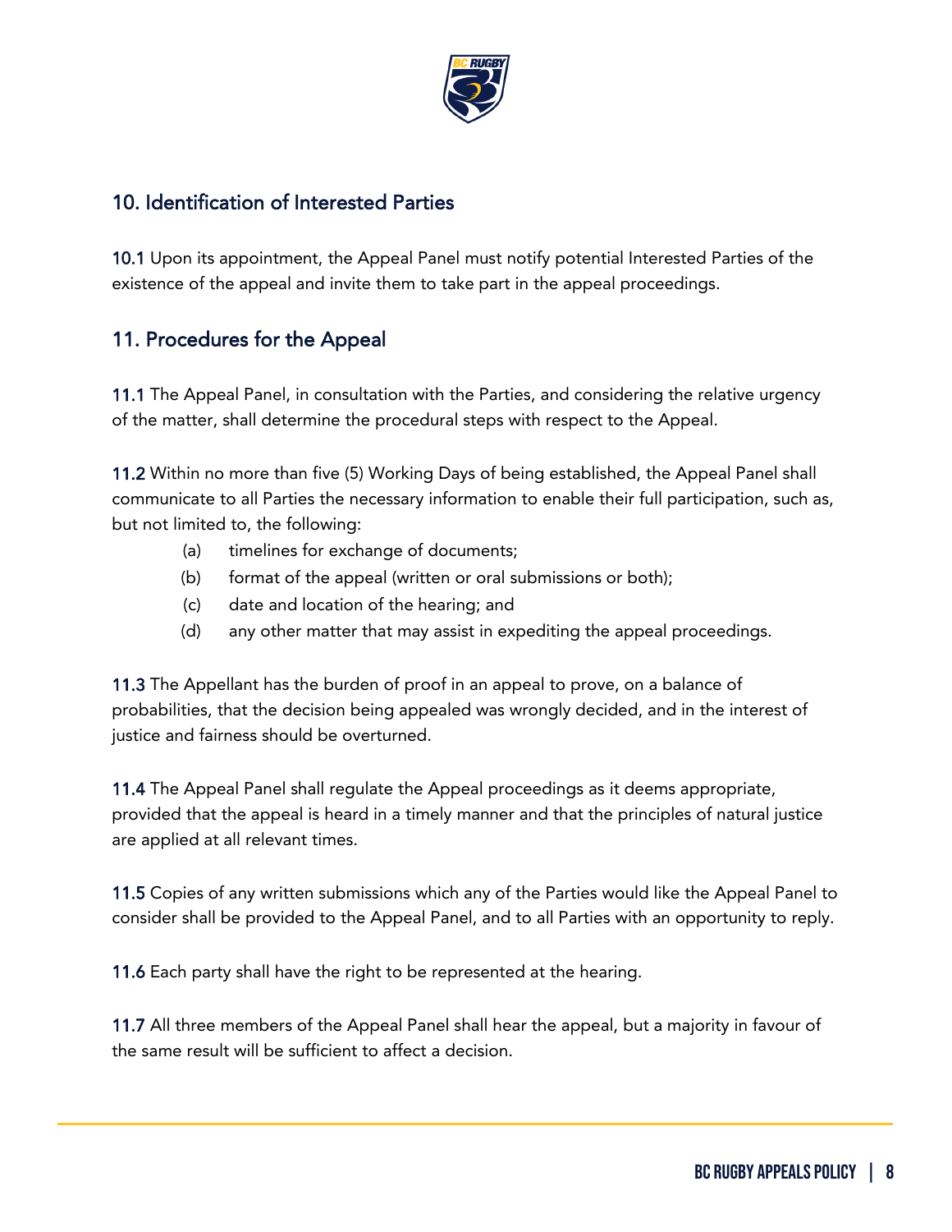## 10. Identification of Interested Parties

**10.1** Upon its appointment, the Appeal Panel must notify potential Interested Parties of the existence of the appeal and invite them to take part in the appeal proceedings.

## 11. Procedures for the Appeal

**11.1** The Appeal Panel, in consultation with the Parties, and considering the relative urgency of the matter, shall determine the procedural steps with respect to the Appeal.

**11.2** Within no more than five (5) Working Days of being established, the Appeal Panel shall communicate to all Parties the necessary information to enable their full participation, such as, but not limited to, the following:

(a) timelines for exchange of documents;
(b) format of the appeal (written or oral submissions or both);
(c) date and location of the hearing; and
(d) any other matter that may assist in expediting the appeal proceedings.

**11.3** The Appellant has the burden of proof in an appeal to prove, on a balance of probabilities, that the decision being appealed was wrongly decided, and in the interest of justice and fairness should be overturned.

**11.4** The Appeal Panel shall regulate the Appeal proceedings as it deems appropriate, provided that the appeal is heard in a timely manner and that the principles of natural justice are applied at all relevant times.

**11.5** Copies of any written submissions which any of the Parties would like the Appeal Panel to consider shall be provided to the Appeal Panel, and to all Parties with an opportunity to reply.

**11.6** Each party shall have the right to be represented at the hearing.

**11.7** All three members of the Appeal Panel shall hear the appeal, but a majority in favour of the same result will be sufficient to affect a decision.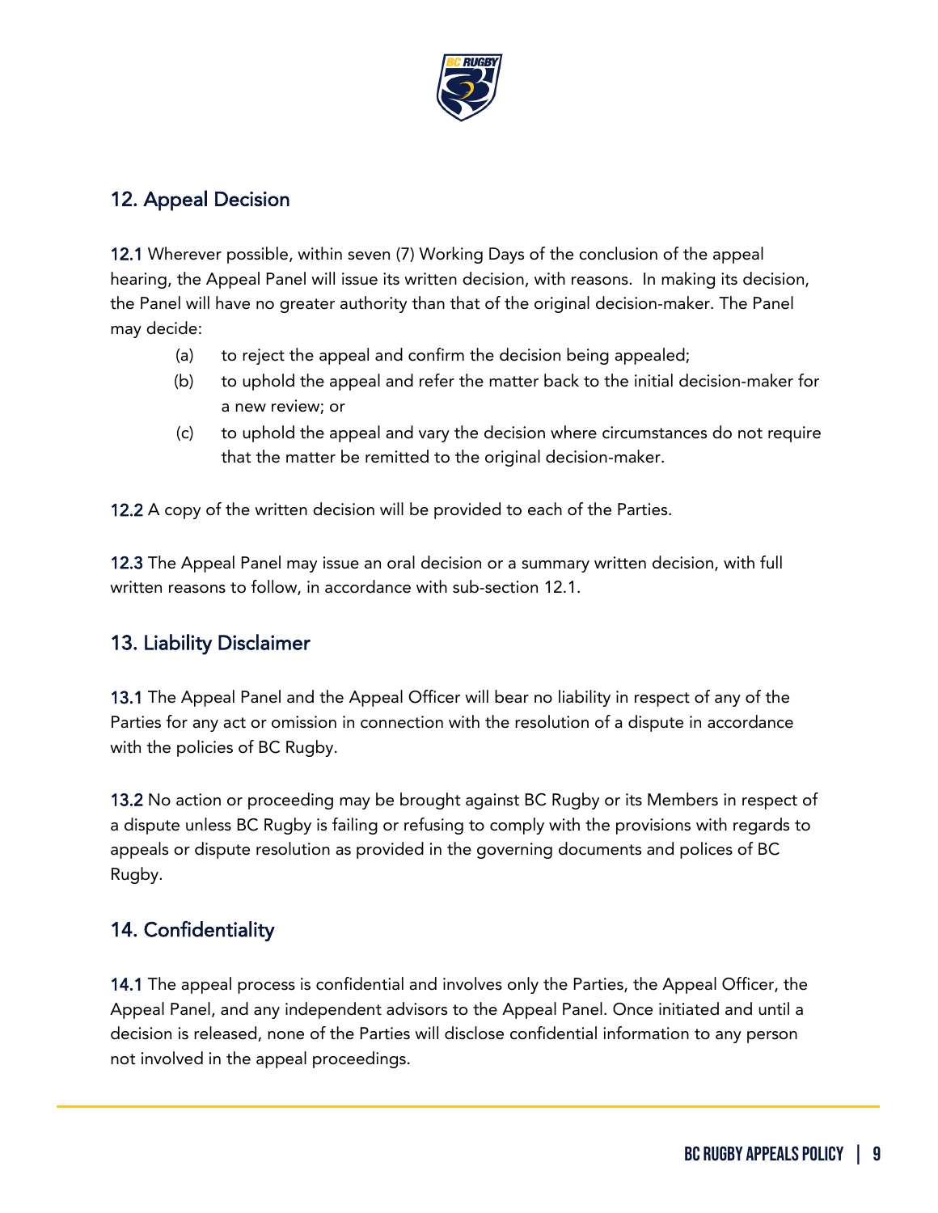## 12. Appeal Decision

**12.1** Wherever possible, within seven (7) Working Days of the conclusion of the appeal hearing, the Appeal Panel will issue its written decision, with reasons. In making its decision, the Panel will have no greater authority than that of the original decision-maker. The Panel may decide:

- (a) to reject the appeal and confirm the decision being appealed;
- (b) to uphold the appeal and refer the matter back to the initial decision-maker for a new review; or
- (c) to uphold the appeal and vary the decision where circumstances do not require that the matter be remitted to the original decision-maker.

**12.2** A copy of the written decision will be provided to each of the Parties.

**12.3** The Appeal Panel may issue an oral decision or a summary written decision, with full written reasons to follow, in accordance with sub-section 12.1.

## 13. Liability Disclaimer

**13.1** The Appeal Panel and the Appeal Officer will bear no liability in respect of any of the Parties for any act or omission in connection with the resolution of a dispute in accordance with the policies of BC Rugby.

**13.2** No action or proceeding may be brought against BC Rugby or its Members in respect of a dispute unless BC Rugby is failing or refusing to comply with the provisions with regards to appeals or dispute resolution as provided in the governing documents and polices of BC Rugby.

## 14. Confidentiality

**14.1** The appeal process is confidential and involves only the Parties, the Appeal Officer, the Appeal Panel, and any independent advisors to the Appeal Panel. Once initiated and until a decision is released, none of the Parties will disclose confidential information to any person not involved in the appeal proceedings.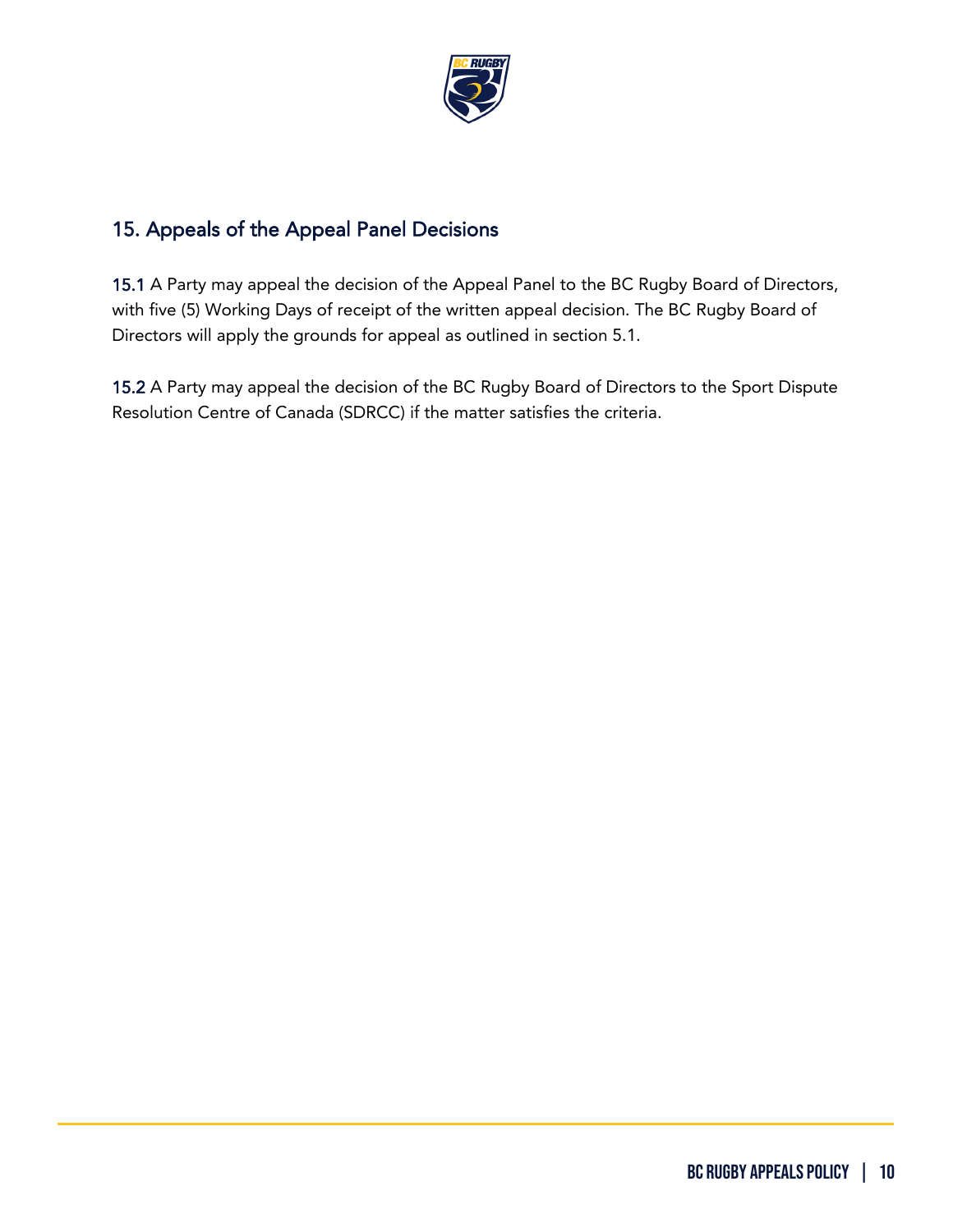## 15. Appeals of the Appeal Panel Decisions

**15.1** A Party may appeal the decision of the Appeal Panel to the BC Rugby Board of Directors, with five (5) Working Days of receipt of the written appeal decision. The BC Rugby Board of Directors will apply the grounds for appeal as outlined in section 5.1.

**15.2** A Party may appeal the decision of the BC Rugby Board of Directors to the Sport Dispute Resolution Centre of Canada (SDRCC) if the matter satisfies the criteria.